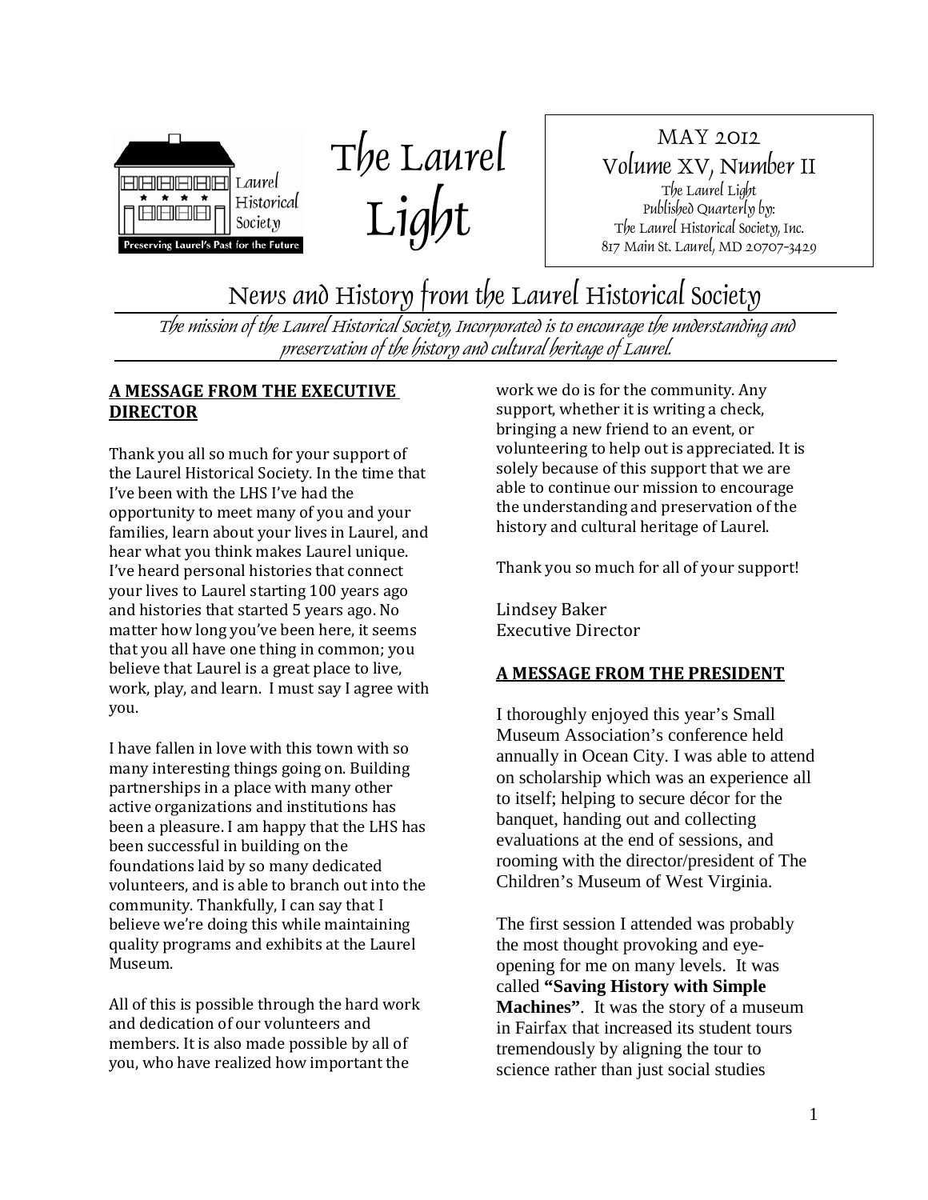Laurel Historical Society

Preserving Laurel's Past for the Future

# The Laurel Light

MAY 2012
Volume XV, Number II
The Laurel Light
Published Quarterly by:
The Laurel Historical Society, Inc.
817 Main St. Laurel, MD 20707-3429

## News and History from the Laurel Historical Society

*The mission of the Laurel Historical Society, Incorporated is to encourage the understanding and preservation of the history and cultural heritage of Laurel.*

### A MESSAGE FROM THE EXECUTIVE DIRECTOR

Thank you all so much for your support of the Laurel Historical Society. In the time that I've been with the LHS I've had the opportunity to meet many of you and your families, learn about your lives in Laurel, and hear what you think makes Laurel unique. I've heard personal histories that connect your lives to Laurel starting 100 years ago and histories that started 5 years ago. No matter how long you've been here, it seems that you all have one thing in common; you believe that Laurel is a great place to live, work, play, and learn. I must say I agree with you.

I have fallen in love with this town with so many interesting things going on. Building partnerships in a place with many other active organizations and institutions has been a pleasure. I am happy that the LHS has been successful in building on the foundations laid by so many dedicated volunteers, and is able to branch out into the community. Thankfully, I can say that I believe we're doing this while maintaining quality programs and exhibits at the Laurel Museum.

All of this is possible through the hard work and dedication of our volunteers and members. It is also made possible by all of you, who have realized how important the work we do is for the community. Any support, whether it is writing a check, bringing a new friend to an event, or volunteering to help out is appreciated. It is solely because of this support that we are able to continue our mission to encourage the understanding and preservation of the history and cultural heritage of Laurel.

Thank you so much for all of your support!

Lindsey Baker
Executive Director

### A MESSAGE FROM THE PRESIDENT

I thoroughly enjoyed this year's Small Museum Association's conference held annually in Ocean City. I was able to attend on scholarship which was an experience all to itself; helping to secure décor for the banquet, handing out and collecting evaluations at the end of sessions, and rooming with the director/president of The Children's Museum of West Virginia.

The first session I attended was probably the most thought provoking and eye-opening for me on many levels. It was called **"Saving History with Simple Machines"**. It was the story of a museum in Fairfax that increased its student tours tremendously by aligning the tour to science rather than just social studies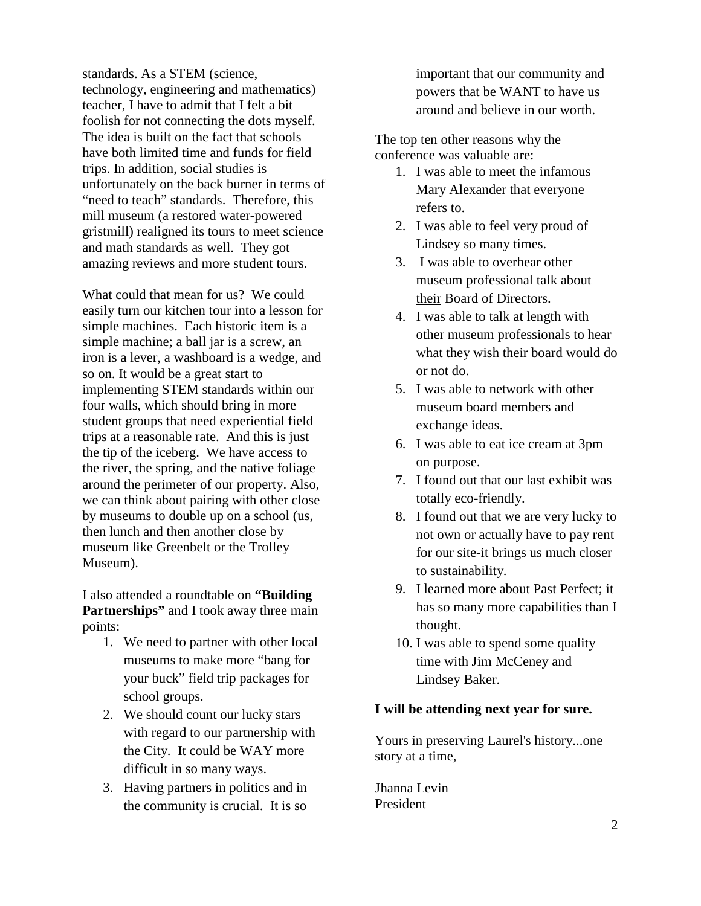standards. As a STEM (science, technology, engineering and mathematics) teacher, I have to admit that I felt a bit foolish for not connecting the dots myself. The idea is built on the fact that schools have both limited time and funds for field trips. In addition, social studies is unfortunately on the back burner in terms of "need to teach" standards. Therefore, this mill museum (a restored water-powered gristmill) realigned its tours to meet science and math standards as well. They got amazing reviews and more student tours.

What could that mean for us? We could easily turn our kitchen tour into a lesson for simple machines. Each historic item is a simple machine; a ball jar is a screw, an iron is a lever, a washboard is a wedge, and so on. It would be a great start to implementing STEM standards within our four walls, which should bring in more student groups that need experiential field trips at a reasonable rate. And this is just the tip of the iceberg. We have access to the river, the spring, and the native foliage around the perimeter of our property. Also, we can think about pairing with other close by museums to double up on a school (us, then lunch and then another close by museum like Greenbelt or the Trolley Museum).

I also attended a roundtable on **"Building Partnerships"** and I took away three main points:

1. We need to partner with other local museums to make more "bang for your buck" field trip packages for school groups.
2. We should count our lucky stars with regard to our partnership with the City. It could be WAY more difficult in so many ways.
3. Having partners in politics and in the community is crucial. It is so important that our community and powers that be WANT to have us around and believe in our worth.

The top ten other reasons why the conference was valuable are:

1. I was able to meet the infamous Mary Alexander that everyone refers to.
2. I was able to feel very proud of Lindsey so many times.
3. I was able to overhear other museum professional talk about <u>their</u> Board of Directors.
4. I was able to talk at length with other museum professionals to hear what they wish their board would do or not do.
5. I was able to network with other museum board members and exchange ideas.
6. I was able to eat ice cream at 3pm on purpose.
7. I found out that our last exhibit was totally eco-friendly.
8. I found out that we are very lucky to not own or actually have to pay rent for our site-it brings us much closer to sustainability.
9. I learned more about Past Perfect; it has so many more capabilities than I thought.
10. I was able to spend some quality time with Jim McCeney and Lindsey Baker.

**I will be attending next year for sure.**

Yours in preserving Laurel's history...one story at a time,

Jhanna Levin
President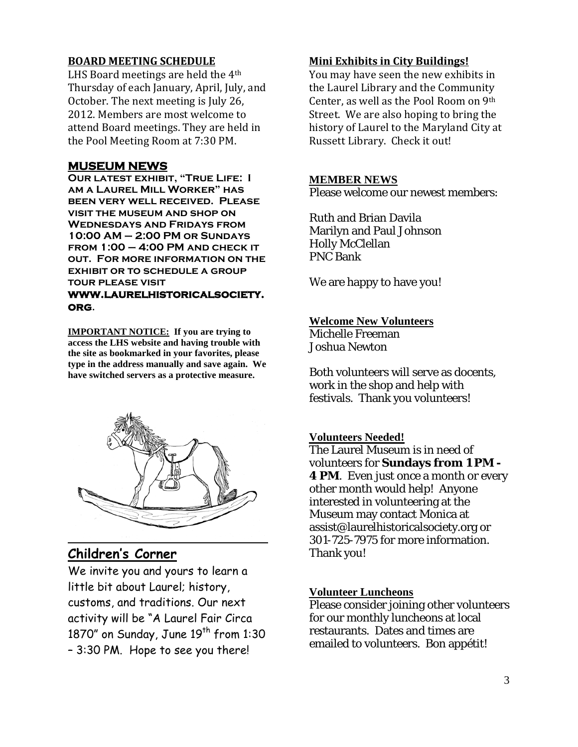## BOARD MEETING SCHEDULE

LHS Board meetings are held the 4th Thursday of each January, April, July, and October. The next meeting is July 26, 2012. Members are most welcome to attend Board meetings. They are held in the Pool Meeting Room at 7:30 PM.

## MUSEUM NEWS

**Our latest exhibit, "True Life: I am a Laurel Mill Worker" has been very well received. Please visit the museum and shop on Wednesdays and Fridays from 10:00 AM – 2:00 PM or Sundays from 1:00 – 4:00 PM and check it out. For more information on the exhibit or to schedule a group tour please visit www.laurelhistoricalsociety.org.**

**IMPORTANT NOTICE: If you are trying to access the LHS website and having trouble with the site as bookmarked in your favorites, please type in the address manually and save again. We have switched servers as a protective measure.**

## Children's Corner

We invite you and yours to learn a little bit about Laurel; history, customs, and traditions. Our next activity will be "A Laurel Fair Circa 1870" on Sunday, June 19th from 1:30 – 3:30 PM. Hope to see you there!

## Mini Exhibits in City Buildings!

You may have seen the new exhibits in the Laurel Library and the Community Center, as well as the Pool Room on 9th Street. We are also hoping to bring the history of Laurel to the Maryland City at Russett Library. Check it out!

## MEMBER NEWS

Please welcome our newest members:

Ruth and Brian Davila
Marilyn and Paul Johnson
Holly McClellan
PNC Bank

We are happy to have you!

## Welcome New Volunteers

Michelle Freeman
Joshua Newton

Both volunteers will serve as docents, work in the shop and help with festivals. Thank you volunteers!

## Volunteers Needed!

The Laurel Museum is in need of volunteers for **Sundays from 1 PM - 4 PM**. Even just once a month or every other month would help! Anyone interested in volunteering at the Museum may contact Monica at assist@laurelhistoricalsociety.org or 301-725-7975 for more information. Thank you!

## Volunteer Luncheons

Please consider joining other volunteers for our monthly luncheons at local restaurants. Dates and times are emailed to volunteers. Bon appétit!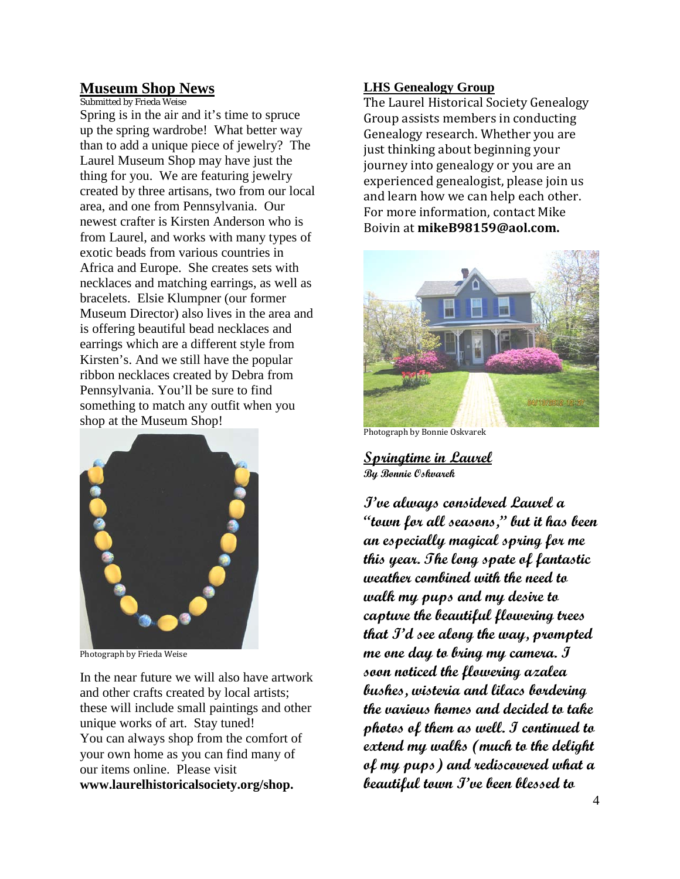## Museum Shop News

Submitted by Frieda Weise

Spring is in the air and it's time to spruce up the spring wardrobe! What better way than to add a unique piece of jewelry? The Laurel Museum Shop may have just the thing for you. We are featuring jewelry created by three artisans, two from our local area, and one from Pennsylvania. Our newest crafter is Kirsten Anderson who is from Laurel, and works with many types of exotic beads from various countries in Africa and Europe. She creates sets with necklaces and matching earrings, as well as bracelets. Elsie Klumpner (our former Museum Director) also lives in the area and is offering beautiful bead necklaces and earrings which are a different style from Kirsten's. And we still have the popular ribbon necklaces created by Debra from Pennsylvania. You'll be sure to find something to match any outfit when you shop at the Museum Shop!

Photograph by Frieda Weise

In the near future we will also have artwork and other crafts created by local artists; these will include small paintings and other unique works of art. Stay tuned!
You can always shop from the comfort of your own home as you can find many of our items online. Please visit **www.laurelhistoricalsociety.org/shop.**

## LHS Genealogy Group

The Laurel Historical Society Genealogy Group assists members in conducting Genealogy research. Whether you are just thinking about beginning your journey into genealogy or you are an experienced genealogist, please join us and learn how we can help each other. For more information, contact Mike Boivin at **mikeB98159@aol.com.**

Photograph by Bonnie Oskvarek

## Springtime in Laurel

**By Bonnie Oskvarek**

**I've always considered Laurel a "town for all seasons," but it has been an especially magical spring for me this year. The long spate of fantastic weather combined with the need to walk my pups and my desire to capture the beautiful flowering trees that I'd see along the way, prompted me one day to bring my camera. I soon noticed the flowering azalea bushes, wisteria and lilacs bordering the various homes and decided to take photos of them as well. I continued to extend my walks (much to the delight of my pups) and rediscovered what a beautiful town I've been blessed to**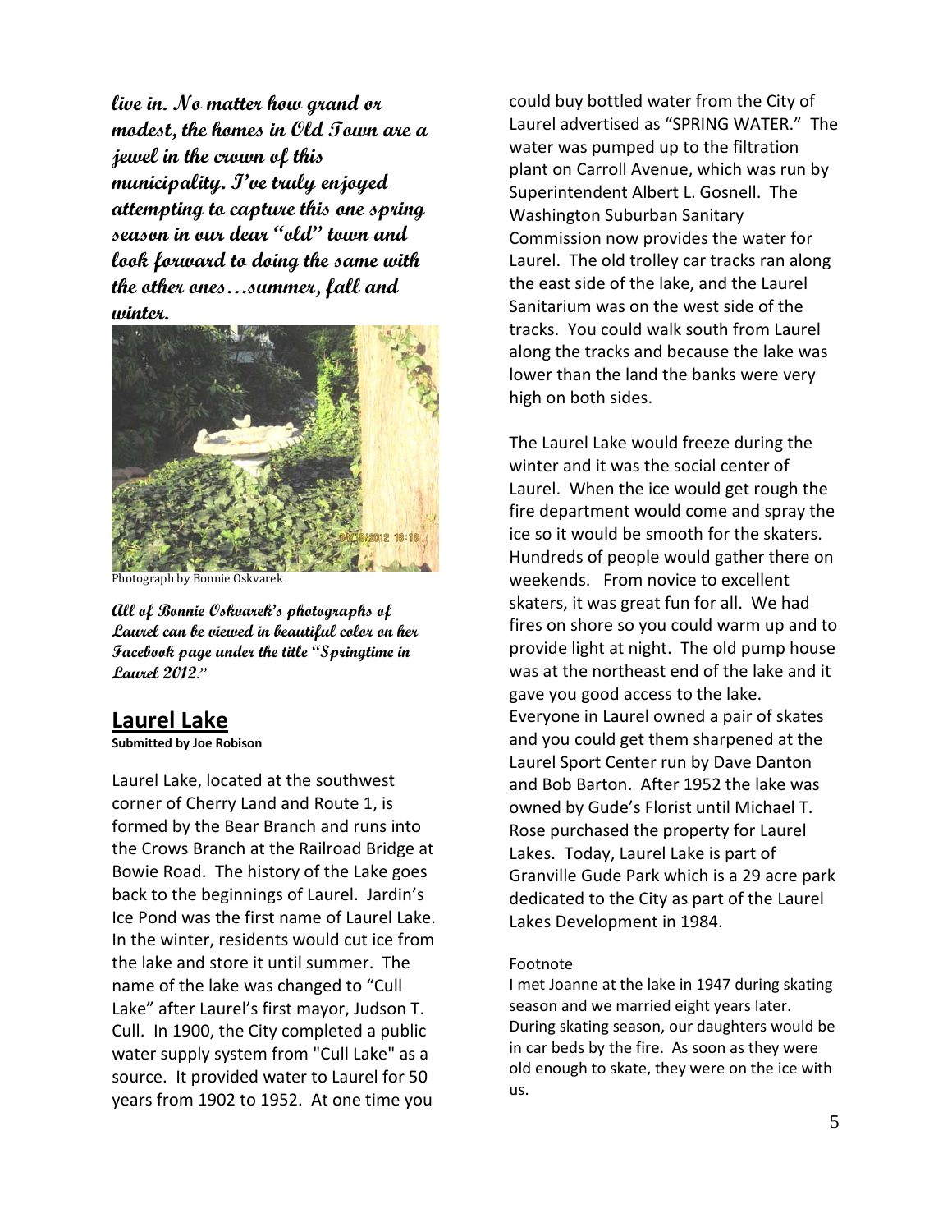***live in. No matter how grand or modest, the homes in Old Town are a jewel in the crown of this municipality. I've truly enjoyed attempting to capture this one spring season in our dear "old" town and look forward to doing the same with the other ones…summer, fall and winter.***

Photograph by Bonnie Oskvarek

***All of Bonnie Oskvarek's photographs of Laurel can be viewed in beautiful color on her Facebook page under the title "Springtime in Laurel 2012."***

## Laurel Lake

**Submitted by Joe Robison**

Laurel Lake, located at the southwest corner of Cherry Land and Route 1, is formed by the Bear Branch and runs into the Crows Branch at the Railroad Bridge at Bowie Road. The history of the Lake goes back to the beginnings of Laurel. Jardin's Ice Pond was the first name of Laurel Lake. In the winter, residents would cut ice from the lake and store it until summer. The name of the lake was changed to "Cull Lake" after Laurel's first mayor, Judson T. Cull. In 1900, the City completed a public water supply system from "Cull Lake" as a source. It provided water to Laurel for 50 years from 1902 to 1952. At one time you could buy bottled water from the City of Laurel advertised as "SPRING WATER." The water was pumped up to the filtration plant on Carroll Avenue, which was run by Superintendent Albert L. Gosnell. The Washington Suburban Sanitary Commission now provides the water for Laurel. The old trolley car tracks ran along the east side of the lake, and the Laurel Sanitarium was on the west side of the tracks. You could walk south from Laurel along the tracks and because the lake was lower than the land the banks were very high on both sides.

The Laurel Lake would freeze during the winter and it was the social center of Laurel. When the ice would get rough the fire department would come and spray the ice so it would be smooth for the skaters. Hundreds of people would gather there on weekends. From novice to excellent skaters, it was great fun for all. We had fires on shore so you could warm up and to provide light at night. The old pump house was at the northeast end of the lake and it gave you good access to the lake. Everyone in Laurel owned a pair of skates and you could get them sharpened at the Laurel Sport Center run by Dave Danton and Bob Barton. After 1952 the lake was owned by Gude's Florist until Michael T. Rose purchased the property for Laurel Lakes. Today, Laurel Lake is part of Granville Gude Park which is a 29 acre park dedicated to the City as part of the Laurel Lakes Development in 1984.

Footnote

I met Joanne at the lake in 1947 during skating season and we married eight years later. During skating season, our daughters would be in car beds by the fire. As soon as they were old enough to skate, they were on the ice with us.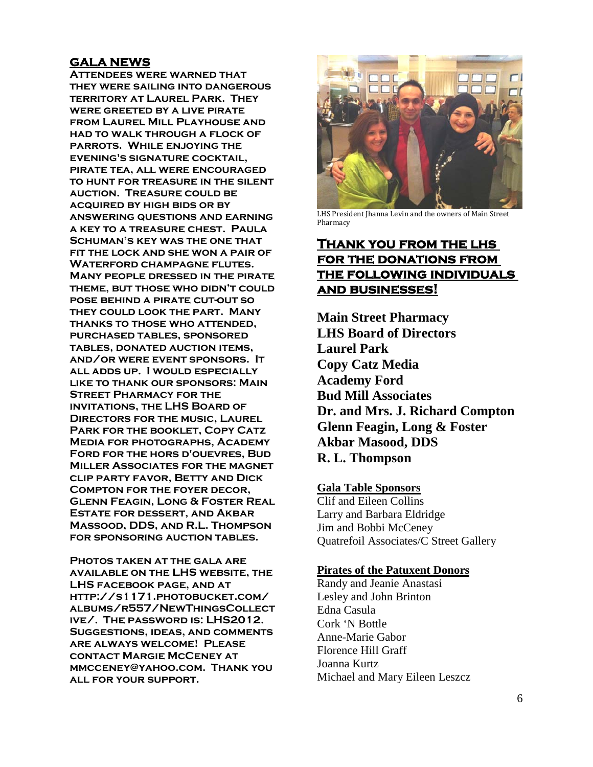## Gala News

Attendees were warned that they were sailing into dangerous territory at Laurel Park. They were greeted by a live pirate from Laurel Mill Playhouse and had to walk through a flock of parrots. While enjoying the evening's signature cocktail, pirate tea, all were encouraged to hunt for treasure in the silent auction. Treasure could be acquired by high bids or by answering questions and earning a key to a treasure chest. Paula Schuman's key was the one that fit the lock and she won a pair of Waterford champagne flutes. Many people dressed in the pirate theme, but those who didn't could pose behind a pirate cut-out so they could look the part. Many thanks to those who attended, purchased tables, sponsored tables, donated auction items, and/or were event sponsors. It all adds up. I would especially like to thank our sponsors: Main Street Pharmacy for the invitations, the LHS Board of Directors for the music, Laurel Park for the booklet, Copy Catz Media for photographs, Academy Ford for the hors d'ouevres, Bud Miller Associates for the magnet clip party favor, Betty and Dick Compton for the foyer decor, Glenn Feagin, Long & Foster Real Estate for dessert, and Akbar Massood, DDS, and R.L. Thompson for sponsoring auction tables.

Photos taken at the gala are available on the LHS website, the LHS Facebook page, and at http://s1171.photobucket.com/albums/r557/NewThingsCollective/. The password is: LHS2012. Suggestions, ideas, and comments are always welcome! Please contact Margie McCeney at mmcceney@yahoo.com. Thank you all for your support.

LHS President Jhanna Levin and the owners of Main Street Pharmacy

## Thank you from the LHS for the donations from the following individuals and businesses!

**Main Street Pharmacy**
**LHS Board of Directors**
**Laurel Park**
**Copy Catz Media**
**Academy Ford**
**Bud Mill Associates**
**Dr. and Mrs. J. Richard Compton**
**Glenn Feagin, Long & Foster**
**Akbar Masood, DDS**
**R. L. Thompson**

**Gala Table Sponsors**

Clif and Eileen Collins
Larry and Barbara Eldridge
Jim and Bobbi McCeney
Quatrefoil Associates/C Street Gallery

**Pirates of the Patuxent Donors**

Randy and Jeanie Anastasi
Lesley and John Brinton
Edna Casula
Cork 'N Bottle
Anne-Marie Gabor
Florence Hill Graff
Joanna Kurtz
Michael and Mary Eileen Leszcz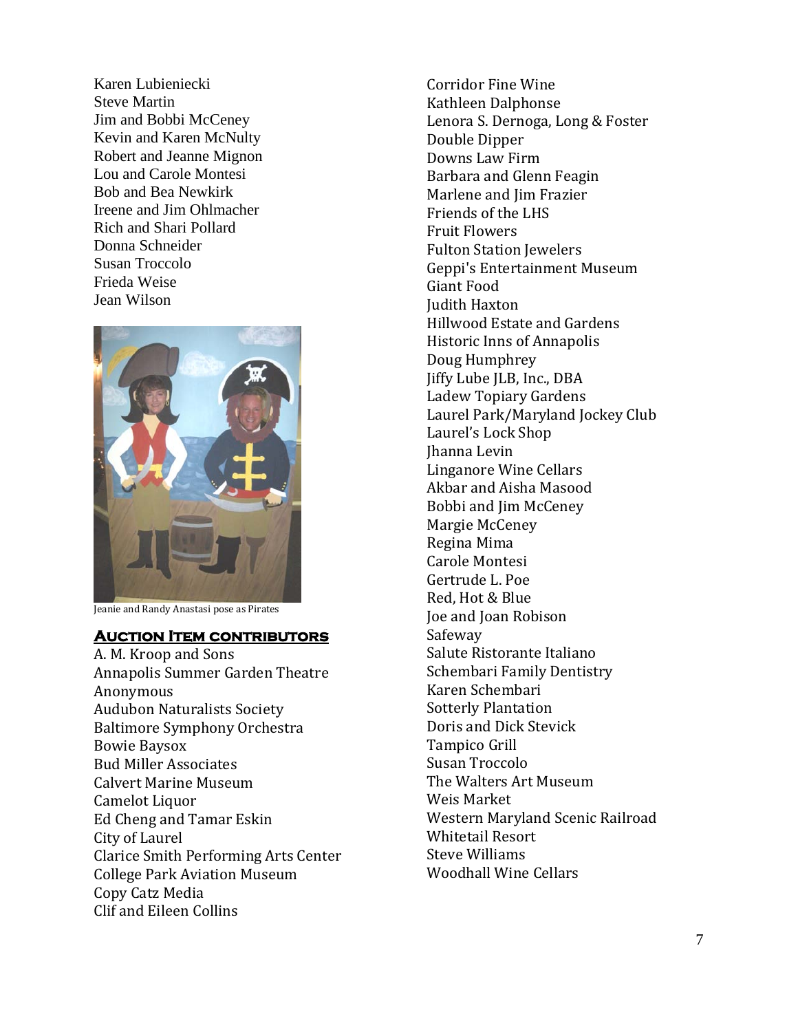Karen Lubieniecki
Steve Martin
Jim and Bobbi McCeney
Kevin and Karen McNulty
Robert and Jeanne Mignon
Lou and Carole Montesi
Bob and Bea Newkirk
Ireene and Jim Ohlmacher
Rich and Shari Pollard
Donna Schneider
Susan Troccolo
Frieda Weise
Jean Wilson

Jeanie and Randy Anastasi pose as Pirates

## Auction Item contributors

A. M. Kroop and Sons
Annapolis Summer Garden Theatre
Anonymous
Audubon Naturalists Society
Baltimore Symphony Orchestra
Bowie Baysox
Bud Miller Associates
Calvert Marine Museum
Camelot Liquor
Ed Cheng and Tamar Eskin
City of Laurel
Clarice Smith Performing Arts Center
College Park Aviation Museum
Copy Catz Media
Clif and Eileen Collins
Corridor Fine Wine
Kathleen Dalphonse
Lenora S. Dernoga, Long & Foster
Double Dipper
Downs Law Firm
Barbara and Glenn Feagin
Marlene and Jim Frazier
Friends of the LHS
Fruit Flowers
Fulton Station Jewelers
Geppi's Entertainment Museum
Giant Food
Judith Haxton
Hillwood Estate and Gardens
Historic Inns of Annapolis
Doug Humphrey
Jiffy Lube JLB, Inc., DBA
Ladew Topiary Gardens
Laurel Park/Maryland Jockey Club
Laurel's Lock Shop
Jhanna Levin
Linganore Wine Cellars
Akbar and Aisha Masood
Bobbi and Jim McCeney
Margie McCeney
Regina Mima
Carole Montesi
Gertrude L. Poe
Red, Hot & Blue
Joe and Joan Robison
Safeway
Salute Ristorante Italiano
Schembari Family Dentistry
Karen Schembari
Sotterly Plantation
Doris and Dick Stevick
Tampico Grill
Susan Troccolo
The Walters Art Museum
Weis Market
Western Maryland Scenic Railroad
Whitetail Resort
Steve Williams
Woodhall Wine Cellars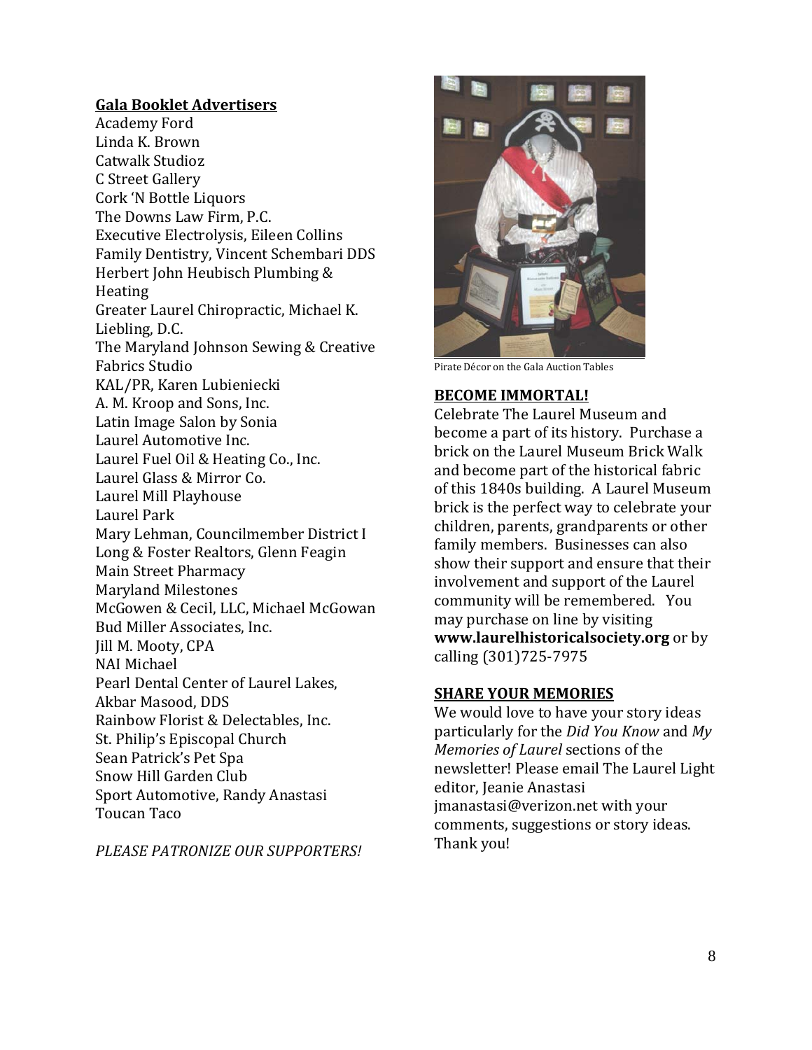**Gala Booklet Advertisers**

Academy Ford
Linda K. Brown
Catwalk Studioz
C Street Gallery
Cork 'N Bottle Liquors
The Downs Law Firm, P.C.
Executive Electrolysis, Eileen Collins
Family Dentistry, Vincent Schembari DDS
Herbert John Heubisch Plumbing & Heating
Greater Laurel Chiropractic, Michael K. Liebling, D.C.
The Maryland Johnson Sewing & Creative Fabrics Studio
KAL/PR, Karen Lubieniecki
A. M. Kroop and Sons, Inc.
Latin Image Salon by Sonia
Laurel Automotive Inc.
Laurel Fuel Oil & Heating Co., Inc.
Laurel Glass & Mirror Co.
Laurel Mill Playhouse
Laurel Park
Mary Lehman, Councilmember District I
Long & Foster Realtors, Glenn Feagin
Main Street Pharmacy
Maryland Milestones
McGowen & Cecil, LLC, Michael McGowan
Bud Miller Associates, Inc.
Jill M. Mooty, CPA
NAI Michael
Pearl Dental Center of Laurel Lakes, Akbar Masood, DDS
Rainbow Florist & Delectables, Inc.
St. Philip's Episcopal Church
Sean Patrick's Pet Spa
Snow Hill Garden Club
Sport Automotive, Randy Anastasi
Toucan Taco

*PLEASE PATRONIZE OUR SUPPORTERS!*

Pirate Décor on the Gala Auction Tables

**BECOME IMMORTAL!**

Celebrate The Laurel Museum and become a part of its history. Purchase a brick on the Laurel Museum Brick Walk and become part of the historical fabric of this 1840s building. A Laurel Museum brick is the perfect way to celebrate your children, parents, grandparents or other family members. Businesses can also show their support and ensure that their involvement and support of the Laurel community will be remembered. You may purchase on line by visiting **www.laurelhistoricalsociety.org** or by calling (301)725-7975

**SHARE YOUR MEMORIES**

We would love to have your story ideas particularly for the *Did You Know* and *My Memories of Laurel* sections of the newsletter! Please email The Laurel Light editor, Jeanie Anastasi jmanastasi@verizon.net with your comments, suggestions or story ideas. Thank you!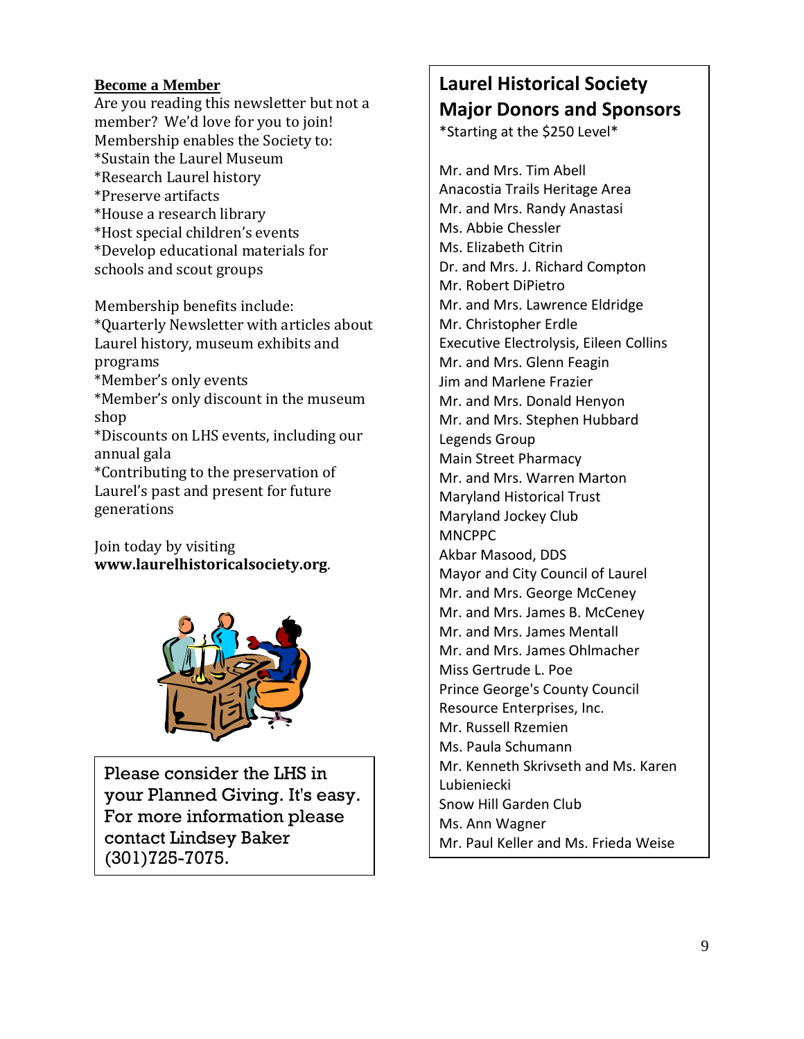## Become a Member

Are you reading this newsletter but not a member? We'd love for you to join! Membership enables the Society to:

*Sustain the Laurel Museum
*Research Laurel history
*Preserve artifacts
*House a research library
*Host special children's events
*Develop educational materials for schools and scout groups

Membership benefits include:

*Quarterly Newsletter with articles about Laurel history, museum exhibits and programs
*Member's only events
*Member's only discount in the museum shop
*Discounts on LHS events, including our annual gala
*Contributing to the preservation of Laurel's past and present for future generations

Join today by visiting **www.laurelhistoricalsociety.org**.

Please consider the LHS in your Planned Giving. It's easy. For more information please contact Lindsey Baker (301)725-7075.

## Laurel Historical Society Major Donors and Sponsors

*Starting at the $250 Level*

Mr. and Mrs. Tim Abell
Anacostia Trails Heritage Area
Mr. and Mrs. Randy Anastasi
Ms. Abbie Chessler
Ms. Elizabeth Citrin
Dr. and Mrs. J. Richard Compton
Mr. Robert DiPietro
Mr. and Mrs. Lawrence Eldridge
Mr. Christopher Erdle
Executive Electrolysis, Eileen Collins
Mr. and Mrs. Glenn Feagin
Jim and Marlene Frazier
Mr. and Mrs. Donald Henyon
Mr. and Mrs. Stephen Hubbard
Legends Group
Main Street Pharmacy
Mr. and Mrs. Warren Marton
Maryland Historical Trust
Maryland Jockey Club
MNCPPC
Akbar Masood, DDS
Mayor and City Council of Laurel
Mr. and Mrs. George McCeney
Mr. and Mrs. James B. McCeney
Mr. and Mrs. James Mentall
Mr. and Mrs. James Ohlmacher
Miss Gertrude L. Poe
Prince George's County Council
Resource Enterprises, Inc.
Mr. Russell Rzemien
Ms. Paula Schumann
Mr. Kenneth Skrivseth and Ms. Karen Lubieniecki
Snow Hill Garden Club
Ms. Ann Wagner
Mr. Paul Keller and Ms. Frieda Weise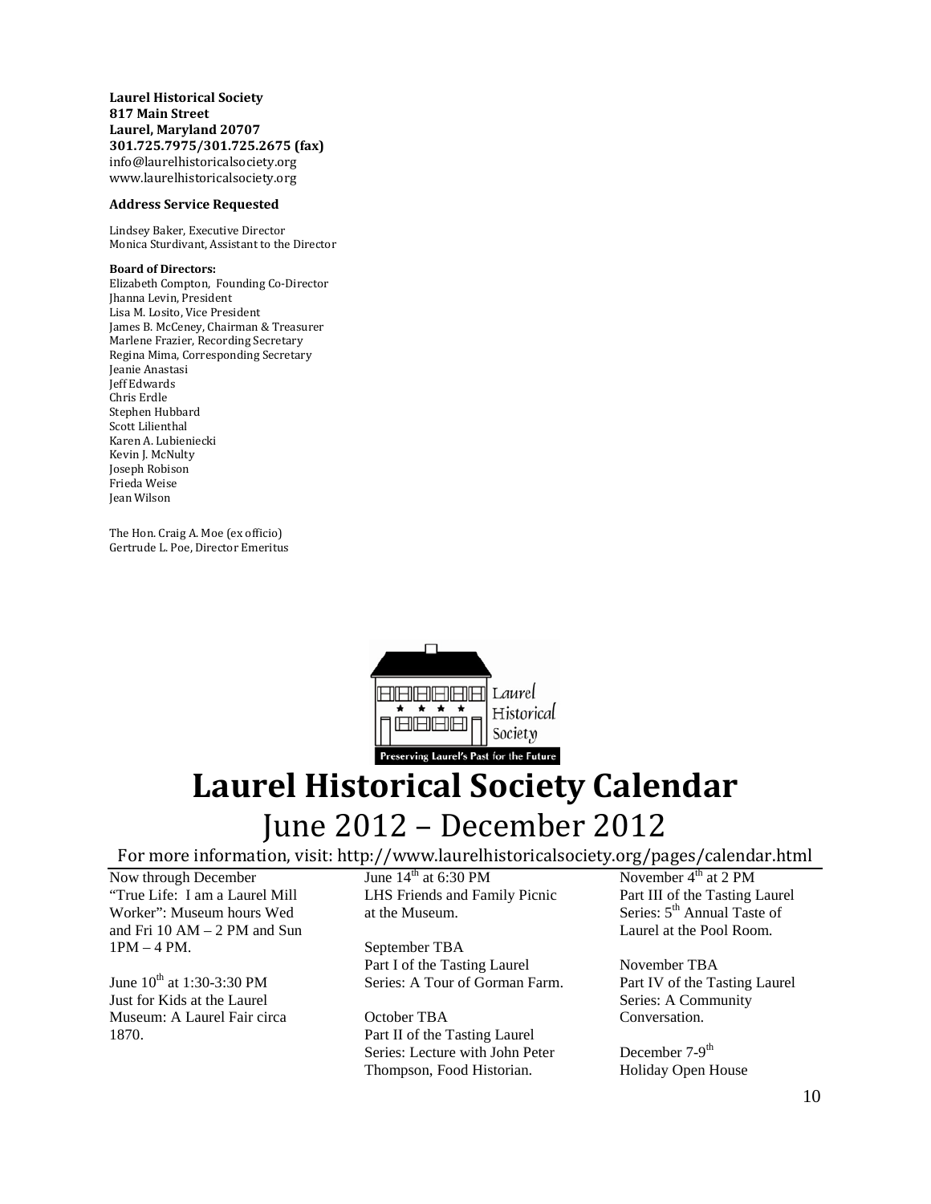**Laurel Historical Society**
**817 Main Street**
**Laurel, Maryland 20707**
**301.725.7975/301.725.2675 (fax)**
info@laurelhistoricalsociety.org
www.laurelhistoricalsociety.org

**Address Service Requested**

Lindsey Baker, Executive Director
Monica Sturdivant, Assistant to the Director

**Board of Directors:**
Elizabeth Compton, Founding Co-Director
Jhanna Levin, President
Lisa M. Losito, Vice President
James B. McCeney, Chairman & Treasurer
Marlene Frazier, Recording Secretary
Regina Mima, Corresponding Secretary
Jeanie Anastasi
Jeff Edwards
Chris Erdle
Stephen Hubbard
Scott Lilienthal
Karen A. Lubieniecki
Kevin J. McNulty
Joseph Robison
Frieda Weise
Jean Wilson

The Hon. Craig A. Moe (ex officio)
Gertrude L. Poe, Director Emeritus

Laurel Historical Society
Preserving Laurel's Past for the Future

# Laurel Historical Society Calendar

## June 2012 – December 2012

For more information, visit: http://www.laurelhistoricalsociety.org/pages/calendar.html

Now through December
"True Life: I am a Laurel Mill Worker": Museum hours Wed and Fri 10 AM – 2 PM and Sun 1PM – 4 PM.

June 10th at 1:30-3:30 PM
Just for Kids at the Laurel Museum: A Laurel Fair circa 1870.

June 14th at 6:30 PM
LHS Friends and Family Picnic at the Museum.

September TBA
Part I of the Tasting Laurel Series: A Tour of Gorman Farm.

October TBA
Part II of the Tasting Laurel Series: Lecture with John Peter Thompson, Food Historian.

November 4th at 2 PM
Part III of the Tasting Laurel Series: 5th Annual Taste of Laurel at the Pool Room.

November TBA
Part IV of the Tasting Laurel Series: A Community Conversation.

December 7-9th
Holiday Open House